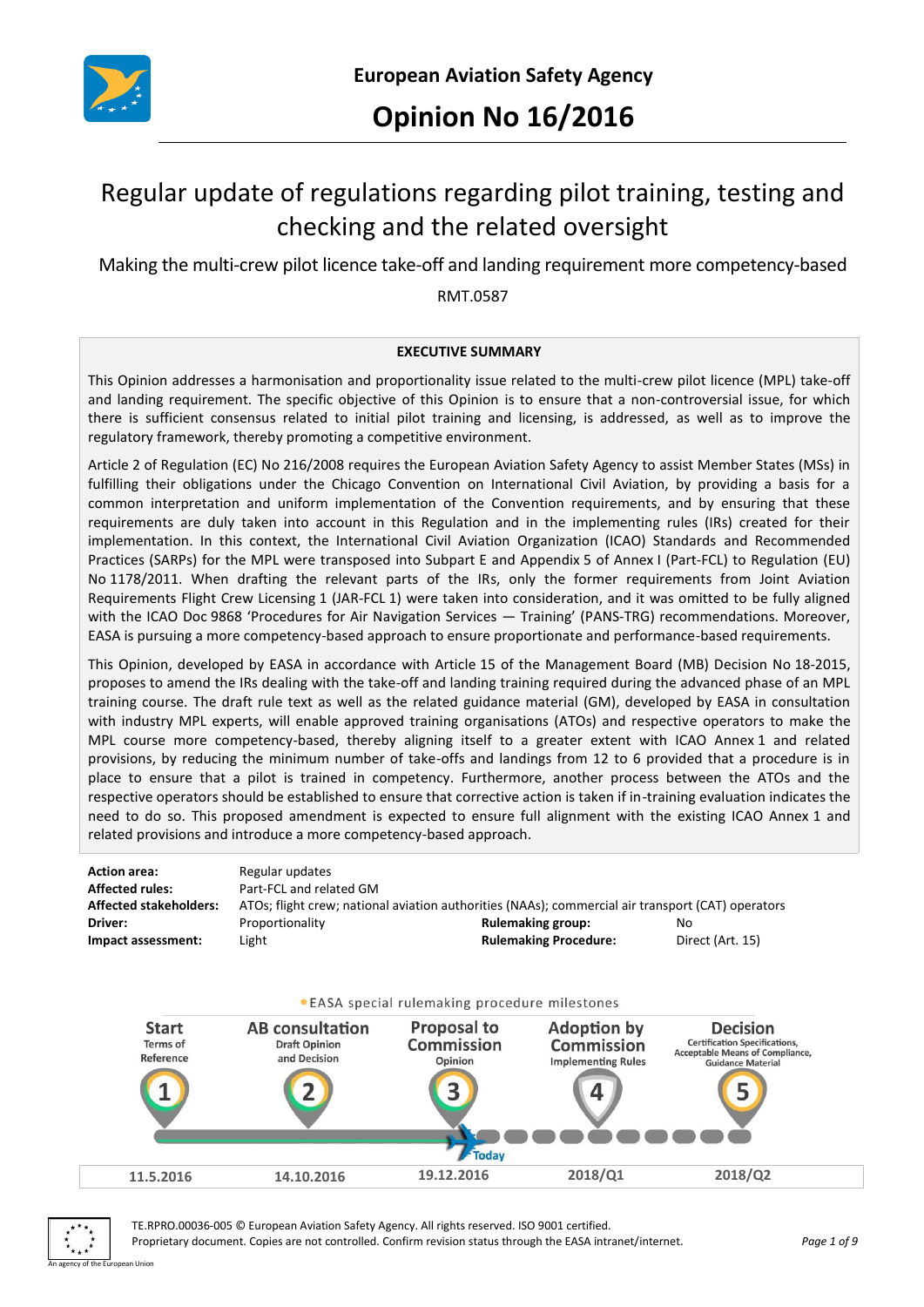**European Aviation Safety Agency**

# Opinion No 16/2016

## Regular update of regulations regarding pilot training, testing and checking and the related oversight

Making the multi-crew pilot licence take-off and landing requirement more competency-based

RMT.0587

**EXECUTIVE SUMMARY**

This Opinion addresses a harmonisation and proportionality issue related to the multi-crew pilot licence (MPL) take-off and landing requirement. The specific objective of this Opinion is to ensure that a non-controversial issue, for which there is sufficient consensus related to initial pilot training and licensing, is addressed, as well as to improve the regulatory framework, thereby promoting a competitive environment.

Article 2 of Regulation (EC) No 216/2008 requires the European Aviation Safety Agency to assist Member States (MSs) in fulfilling their obligations under the Chicago Convention on International Civil Aviation, by providing a basis for a common interpretation and uniform implementation of the Convention requirements, and by ensuring that these requirements are duly taken into account in this Regulation and in the implementing rules (IRs) created for their implementation. In this context, the International Civil Aviation Organization (ICAO) Standards and Recommended Practices (SARPs) for the MPL were transposed into Subpart E and Appendix 5 of Annex I (Part-FCL) to Regulation (EU) No 1178/2011. When drafting the relevant parts of the IRs, only the former requirements from Joint Aviation Requirements Flight Crew Licensing 1 (JAR-FCL 1) were taken into consideration, and it was omitted to be fully aligned with the ICAO Doc 9868 'Procedures for Air Navigation Services — Training' (PANS-TRG) recommendations. Moreover, EASA is pursuing a more competency-based approach to ensure proportionate and performance-based requirements.

This Opinion, developed by EASA in accordance with Article 15 of the Management Board (MB) Decision No 18-2015, proposes to amend the IRs dealing with the take-off and landing training required during the advanced phase of an MPL training course. The draft rule text as well as the related guidance material (GM), developed by EASA in consultation with industry MPL experts, will enable approved training organisations (ATOs) and respective operators to make the MPL course more competency-based, thereby aligning itself to a greater extent with ICAO Annex 1 and related provisions, by reducing the minimum number of take-offs and landings from 12 to 6 provided that a procedure is in place to ensure that a pilot is trained in competency. Furthermore, another process between the ATOs and the respective operators should be established to ensure that corrective action is taken if in-training evaluation indicates the need to do so. This proposed amendment is expected to ensure full alignment with the existing ICAO Annex 1 and related provisions and introduce a more competency-based approach.

| | | | |
|---|---|---|---|
| **Action area:** | Regular updates | | |
| **Affected rules:** | Part-FCL and related GM | | |
| **Affected stakeholders:** | ATOs; flight crew; national aviation authorities (NAAs); commercial air transport (CAT) operators | | |
| **Driver:** | Proportionality | **Rulemaking group:** | No |
| **Impact assessment:** | Light | **Rulemaking Procedure:** | Direct (Art. 15) |

EASA special rulemaking procedure milestones

| 1 Start | 2 AB consultation | 3 Proposal to Commission | 4 Adoption by Commission | 5 Decision |
|---|---|---|---|---|
| Terms of Reference | Draft Opinion and Decision | Opinion | Implementing Rules | Certification Specifications, Acceptable Means of Compliance, Guidance Material |
| 11.5.2016 | 14.10.2016 | 19.12.2016 (Today) | 2018/Q1 | 2018/Q2 |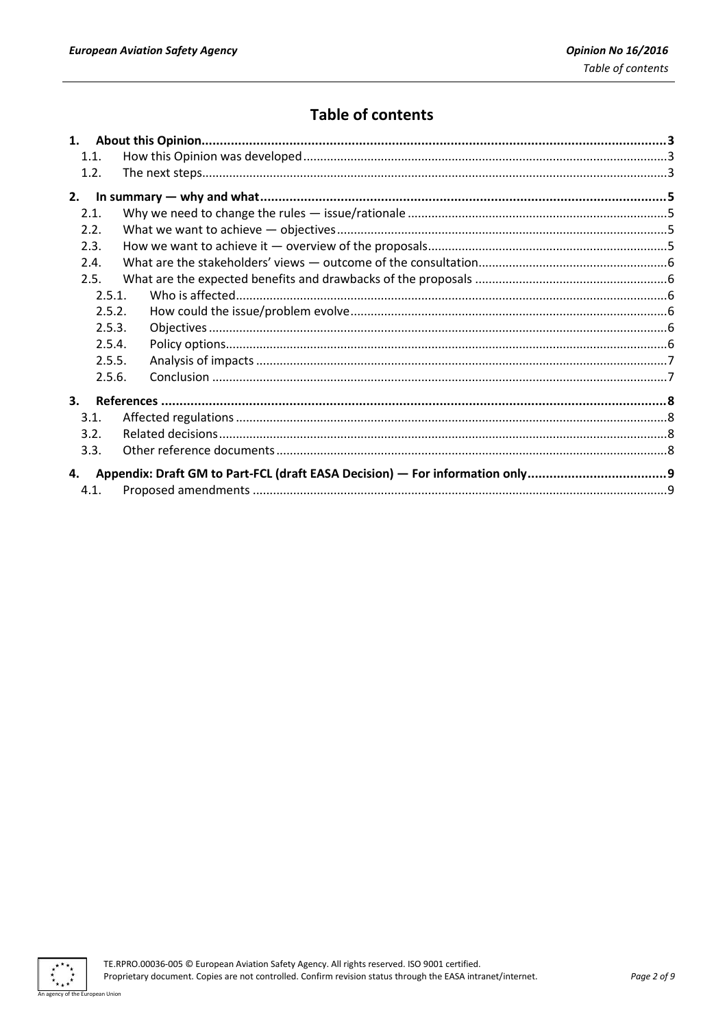# Table of contents

1. About this Opinion ..... 3
   - 1.1. How this Opinion was developed ..... 3
   - 1.2. The next steps ..... 3
2. In summary — why and what ..... 5
   - 2.1. Why we need to change the rules — issue/rationale ..... 5
   - 2.2. What we want to achieve — objectives ..... 5
   - 2.3. How we want to achieve it — overview of the proposals ..... 5
   - 2.4. What are the stakeholders' views — outcome of the consultation ..... 6
   - 2.5. What are the expected benefits and drawbacks of the proposals ..... 6
     - 2.5.1. Who is affected ..... 6
     - 2.5.2. How could the issue/problem evolve ..... 6
     - 2.5.3. Objectives ..... 6
     - 2.5.4. Policy options ..... 6
     - 2.5.5. Analysis of impacts ..... 7
     - 2.5.6. Conclusion ..... 7
3. References ..... 8
   - 3.1. Affected regulations ..... 8
   - 3.2. Related decisions ..... 8
   - 3.3. Other reference documents ..... 8
4. Appendix: Draft GM to Part-FCL (draft EASA Decision) — For information only ..... 9
   - 4.1. Proposed amendments ..... 9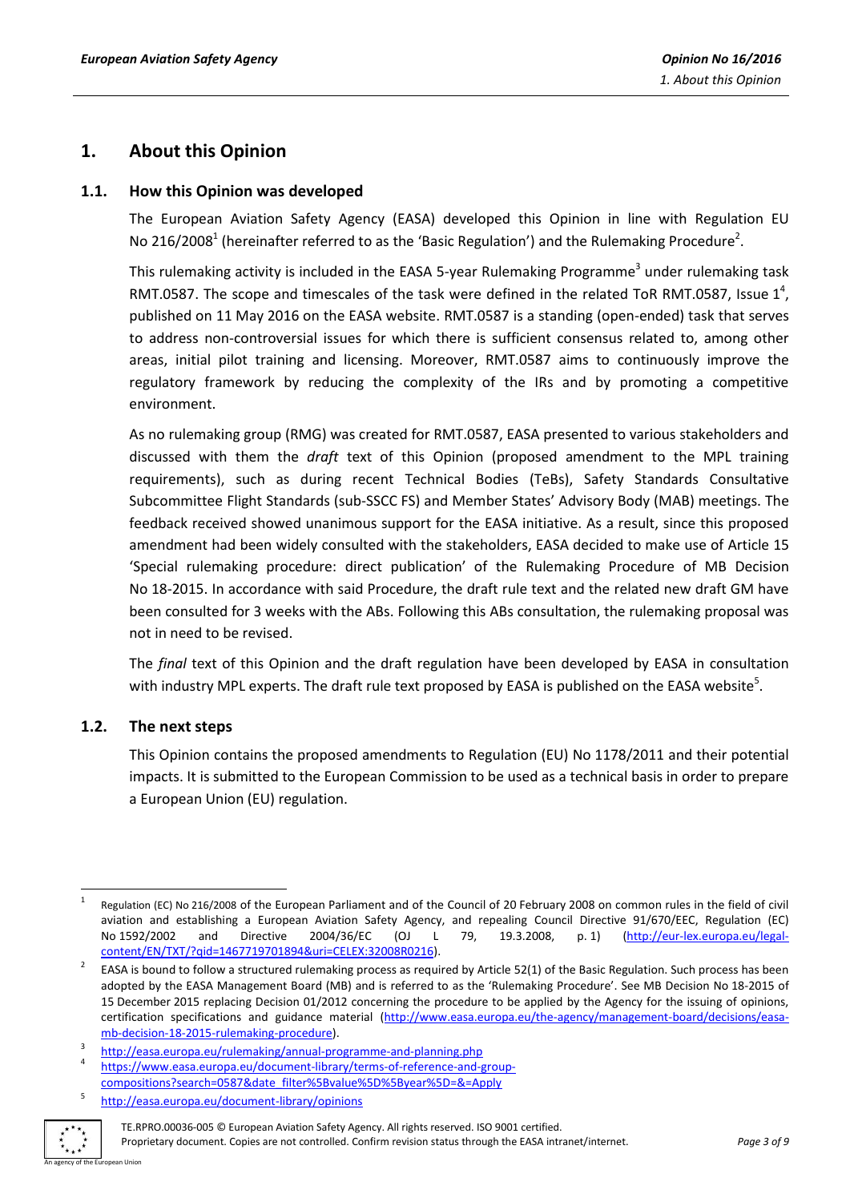# 1. About this Opinion

## 1.1. How this Opinion was developed

The European Aviation Safety Agency (EASA) developed this Opinion in line with Regulation EU No 216/2008[1] (hereinafter referred to as the 'Basic Regulation') and the Rulemaking Procedure[2].

This rulemaking activity is included in the EASA 5-year Rulemaking Programme[3] under rulemaking task RMT.0587. The scope and timescales of the task were defined in the related ToR RMT.0587, Issue 1[4], published on 11 May 2016 on the EASA website. RMT.0587 is a standing (open-ended) task that serves to address non-controversial issues for which there is sufficient consensus related to, among other areas, initial pilot training and licensing. Moreover, RMT.0587 aims to continuously improve the regulatory framework by reducing the complexity of the IRs and by promoting a competitive environment.

As no rulemaking group (RMG) was created for RMT.0587, EASA presented to various stakeholders and discussed with them the *draft* text of this Opinion (proposed amendment to the MPL training requirements), such as during recent Technical Bodies (TeBs), Safety Standards Consultative Subcommittee Flight Standards (sub-SSCC FS) and Member States' Advisory Body (MAB) meetings. The feedback received showed unanimous support for the EASA initiative. As a result, since this proposed amendment had been widely consulted with the stakeholders, EASA decided to make use of Article 15 'Special rulemaking procedure: direct publication' of the Rulemaking Procedure of MB Decision No 18-2015. In accordance with said Procedure, the draft rule text and the related new draft GM have been consulted for 3 weeks with the ABs. Following this ABs consultation, the rulemaking proposal was not in need to be revised.

The *final* text of this Opinion and the draft regulation have been developed by EASA in consultation with industry MPL experts. The draft rule text proposed by EASA is published on the EASA website[5].

## 1.2. The next steps

This Opinion contains the proposed amendments to Regulation (EU) No 1178/2011 and their potential impacts. It is submitted to the European Commission to be used as a technical basis in order to prepare a European Union (EU) regulation.

---

[1] Regulation (EC) No 216/2008 of the European Parliament and of the Council of 20 February 2008 on common rules in the field of civil aviation and establishing a European Aviation Safety Agency, and repealing Council Directive 91/670/EEC, Regulation (EC) No 1592/2002 and Directive 2004/36/EC (OJ L 79, 19.3.2008, p. 1) (http://eur-lex.europa.eu/legal-content/EN/TXT/?qid=1467719701894&uri=CELEX:32008R0216).

[2] EASA is bound to follow a structured rulemaking process as required by Article 52(1) of the Basic Regulation. Such process has been adopted by the EASA Management Board (MB) and is referred to as the 'Rulemaking Procedure'. See MB Decision No 18-2015 of 15 December 2015 replacing Decision 01/2012 concerning the procedure to be applied by the Agency for the issuing of opinions, certification specifications and guidance material (http://www.easa.europa.eu/the-agency/management-board/decisions/easa-mb-decision-18-2015-rulemaking-procedure).

[3] http://easa.europa.eu/rulemaking/annual-programme-and-planning.php

[4] https://www.easa.europa.eu/document-library/terms-of-reference-and-group-compositions?search=0587&date_filter%5Bvalue%5D%5Byear%5D=&=Apply

[5] http://easa.europa.eu/document-library/opinions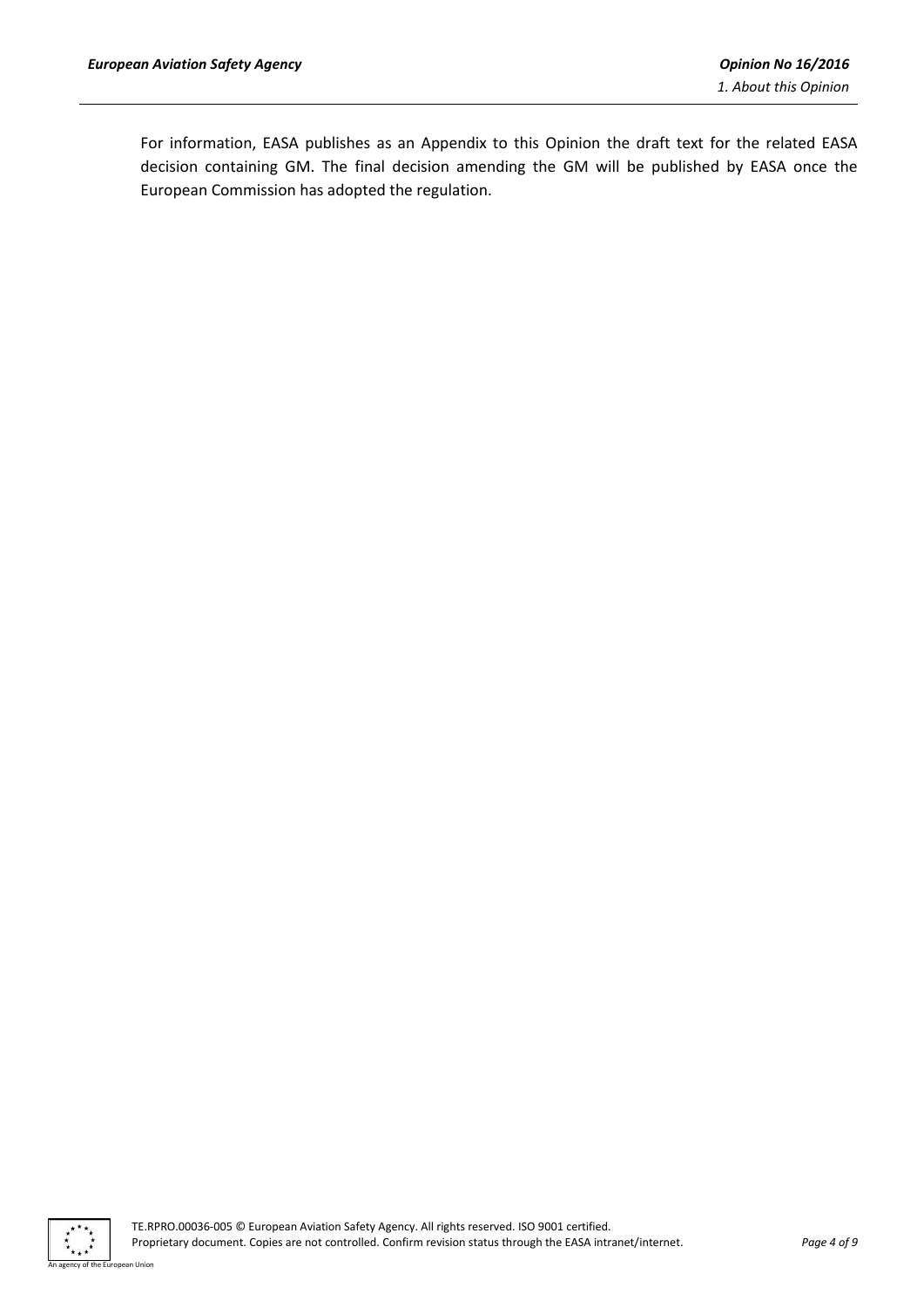For information, EASA publishes as an Appendix to this Opinion the draft text for the related EASA decision containing GM. The final decision amending the GM will be published by EASA once the European Commission has adopted the regulation.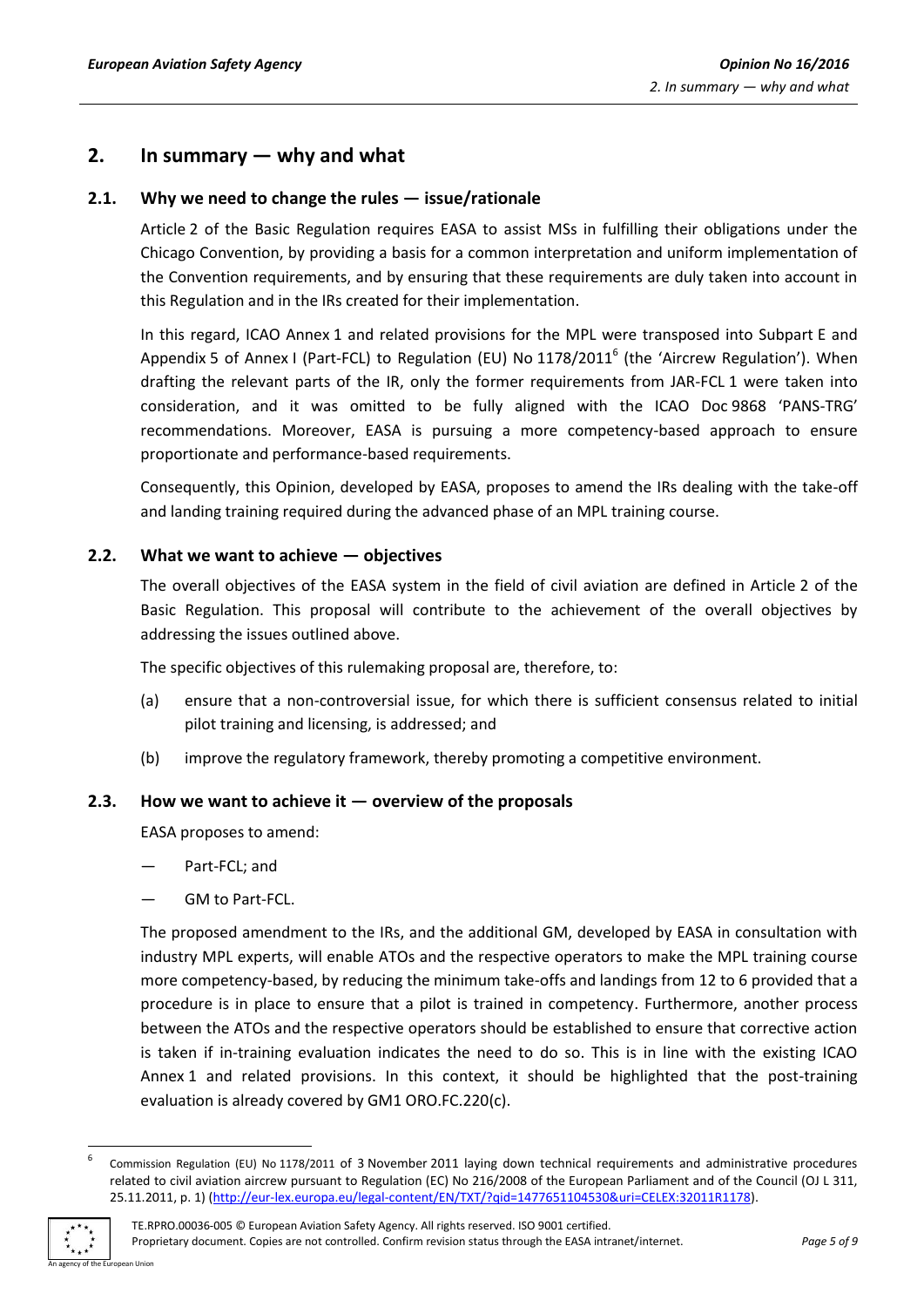## 2. In summary — why and what

### 2.1. Why we need to change the rules — issue/rationale

Article 2 of the Basic Regulation requires EASA to assist MSs in fulfilling their obligations under the Chicago Convention, by providing a basis for a common interpretation and uniform implementation of the Convention requirements, and by ensuring that these requirements are duly taken into account in this Regulation and in the IRs created for their implementation.

In this regard, ICAO Annex 1 and related provisions for the MPL were transposed into Subpart E and Appendix 5 of Annex I (Part-FCL) to Regulation (EU) No 1178/2011[6] (the 'Aircrew Regulation'). When drafting the relevant parts of the IR, only the former requirements from JAR-FCL 1 were taken into consideration, and it was omitted to be fully aligned with the ICAO Doc 9868 'PANS-TRG' recommendations. Moreover, EASA is pursuing a more competency-based approach to ensure proportionate and performance-based requirements.

Consequently, this Opinion, developed by EASA, proposes to amend the IRs dealing with the take-off and landing training required during the advanced phase of an MPL training course.

### 2.2. What we want to achieve — objectives

The overall objectives of the EASA system in the field of civil aviation are defined in Article 2 of the Basic Regulation. This proposal will contribute to the achievement of the overall objectives by addressing the issues outlined above.

The specific objectives of this rulemaking proposal are, therefore, to:

(a) ensure that a non-controversial issue, for which there is sufficient consensus related to initial pilot training and licensing, is addressed; and

(b) improve the regulatory framework, thereby promoting a competitive environment.

### 2.3. How we want to achieve it — overview of the proposals

EASA proposes to amend:

— Part-FCL; and

— GM to Part-FCL.

The proposed amendment to the IRs, and the additional GM, developed by EASA in consultation with industry MPL experts, will enable ATOs and the respective operators to make the MPL training course more competency-based, by reducing the minimum take-offs and landings from 12 to 6 provided that a procedure is in place to ensure that a pilot is trained in competency. Furthermore, another process between the ATOs and the respective operators should be established to ensure that corrective action is taken if in-training evaluation indicates the need to do so. This is in line with the existing ICAO Annex 1 and related provisions. In this context, it should be highlighted that the post-training evaluation is already covered by GM1 ORO.FC.220(c).

---

[6] Commission Regulation (EU) No 1178/2011 of 3 November 2011 laying down technical requirements and administrative procedures related to civil aviation aircrew pursuant to Regulation (EC) No 216/2008 of the European Parliament and of the Council (OJ L 311, 25.11.2011, p. 1) (http://eur-lex.europa.eu/legal-content/EN/TXT/?qid=1477651104530&uri=CELEX:32011R1178).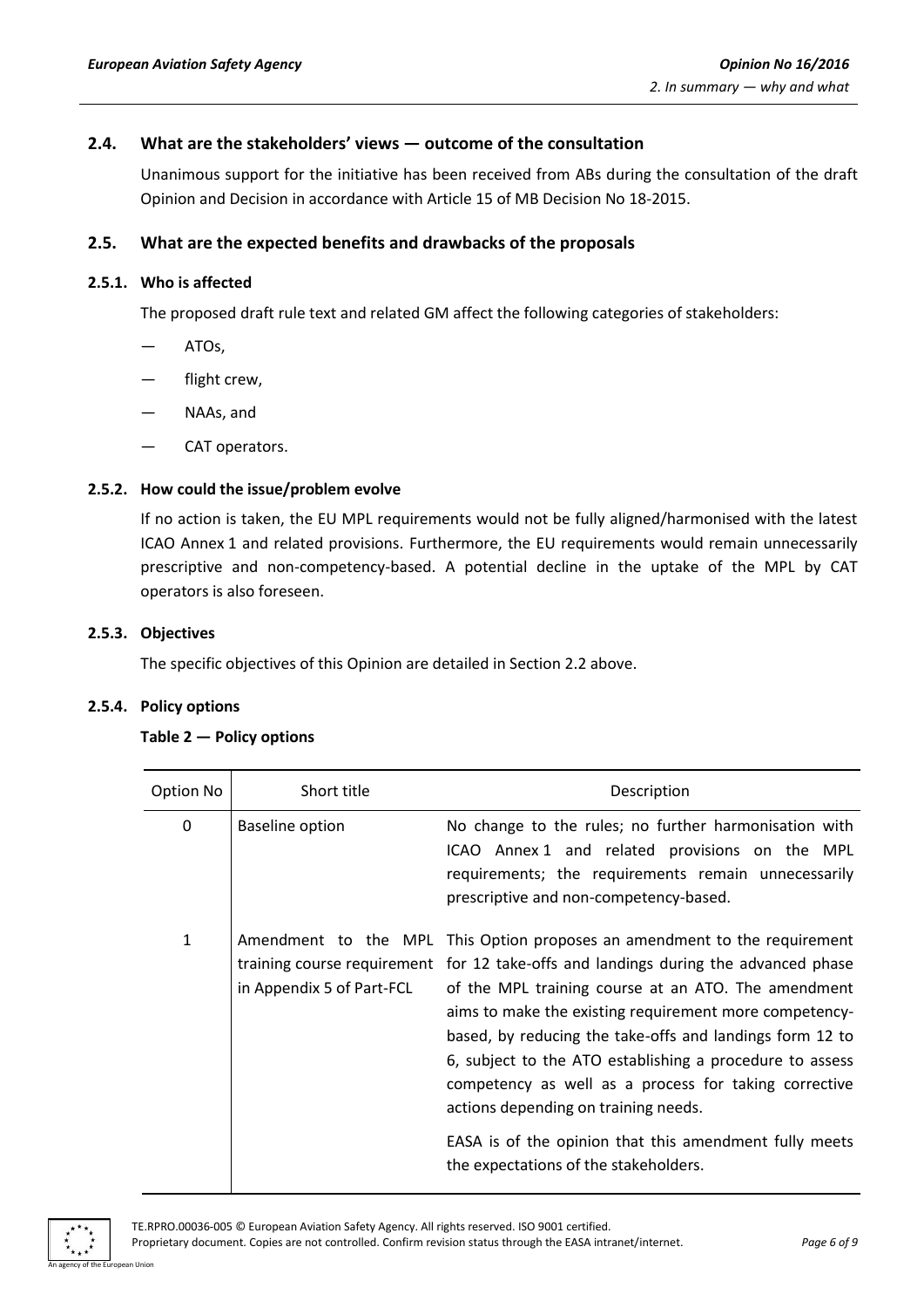## 2.4. What are the stakeholders' views — outcome of the consultation

Unanimous support for the initiative has been received from ABs during the consultation of the draft Opinion and Decision in accordance with Article 15 of MB Decision No 18-2015.

## 2.5. What are the expected benefits and drawbacks of the proposals

### 2.5.1. Who is affected

The proposed draft rule text and related GM affect the following categories of stakeholders:

- ATOs,
- flight crew,
- NAAs, and
- CAT operators.

### 2.5.2. How could the issue/problem evolve

If no action is taken, the EU MPL requirements would not be fully aligned/harmonised with the latest ICAO Annex 1 and related provisions. Furthermore, the EU requirements would remain unnecessarily prescriptive and non-competency-based. A potential decline in the uptake of the MPL by CAT operators is also foreseen.

### 2.5.3. Objectives

The specific objectives of this Opinion are detailed in Section 2.2 above.

### 2.5.4. Policy options

**Table 2 — Policy options**

| Option No | Short title | Description |
|---|---|---|
| 0 | Baseline option | No change to the rules; no further harmonisation with ICAO Annex 1 and related provisions on the MPL requirements; the requirements remain unnecessarily prescriptive and non-competency-based. |
| 1 | Amendment to the MPL training course requirement in Appendix 5 of Part-FCL | This Option proposes an amendment to the requirement for 12 take-offs and landings during the advanced phase of the MPL training course at an ATO. The amendment aims to make the existing requirement more competency-based, by reducing the take-offs and landings form 12 to 6, subject to the ATO establishing a procedure to assess competency as well as a process for taking corrective actions depending on training needs.<br><br>EASA is of the opinion that this amendment fully meets the expectations of the stakeholders. |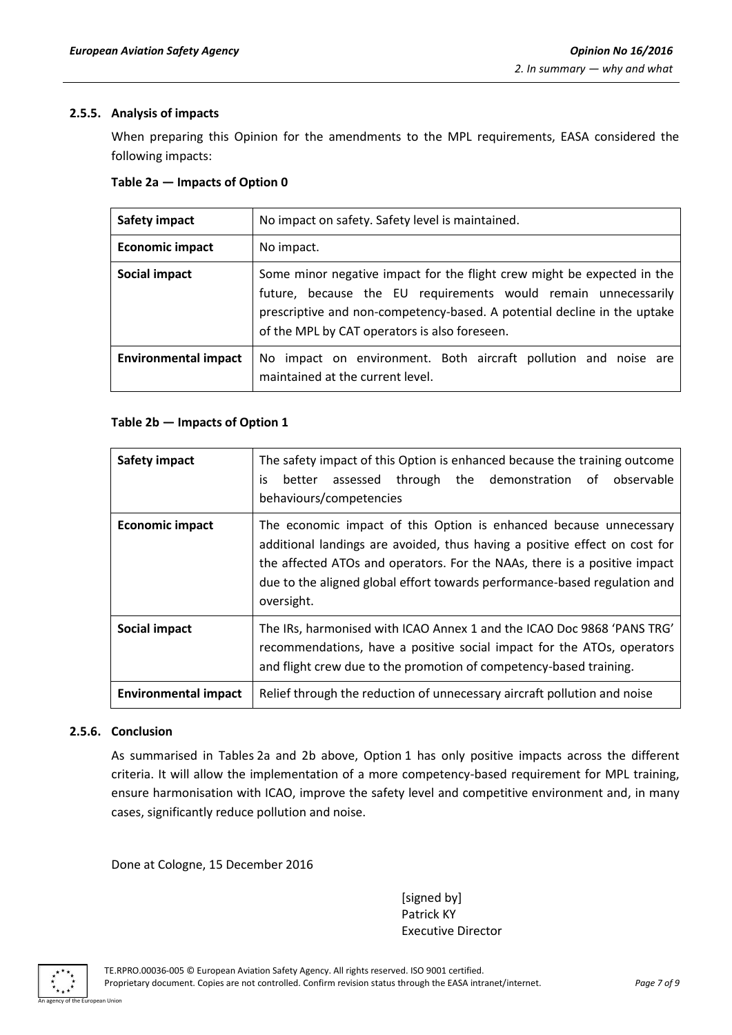### 2.5.5. Analysis of impacts

When preparing this Opinion for the amendments to the MPL requirements, EASA considered the following impacts:

**Table 2a — Impacts of Option 0**

| **Safety impact** | No impact on safety. Safety level is maintained. |
|---|---|
| **Economic impact** | No impact. |
| **Social impact** | Some minor negative impact for the flight crew might be expected in the future, because the EU requirements would remain unnecessarily prescriptive and non-competency-based. A potential decline in the uptake of the MPL by CAT operators is also foreseen. |
| **Environmental impact** | No impact on environment. Both aircraft pollution and noise are maintained at the current level. |

**Table 2b — Impacts of Option 1**

| **Safety impact** | The safety impact of this Option is enhanced because the training outcome is better assessed through the demonstration of observable behaviours/competencies |
|---|---|
| **Economic impact** | The economic impact of this Option is enhanced because unnecessary additional landings are avoided, thus having a positive effect on cost for the affected ATOs and operators. For the NAAs, there is a positive impact due to the aligned global effort towards performance-based regulation and oversight. |
| **Social impact** | The IRs, harmonised with ICAO Annex 1 and the ICAO Doc 9868 'PANS TRG' recommendations, have a positive social impact for the ATOs, operators and flight crew due to the promotion of competency-based training. |
| **Environmental impact** | Relief through the reduction of unnecessary aircraft pollution and noise |

### 2.5.6. Conclusion

As summarised in Tables 2a and 2b above, Option 1 has only positive impacts across the different criteria. It will allow the implementation of a more competency-based requirement for MPL training, ensure harmonisation with ICAO, improve the safety level and competitive environment and, in many cases, significantly reduce pollution and noise.

Done at Cologne, 15 December 2016

[signed by]
Patrick KY
Executive Director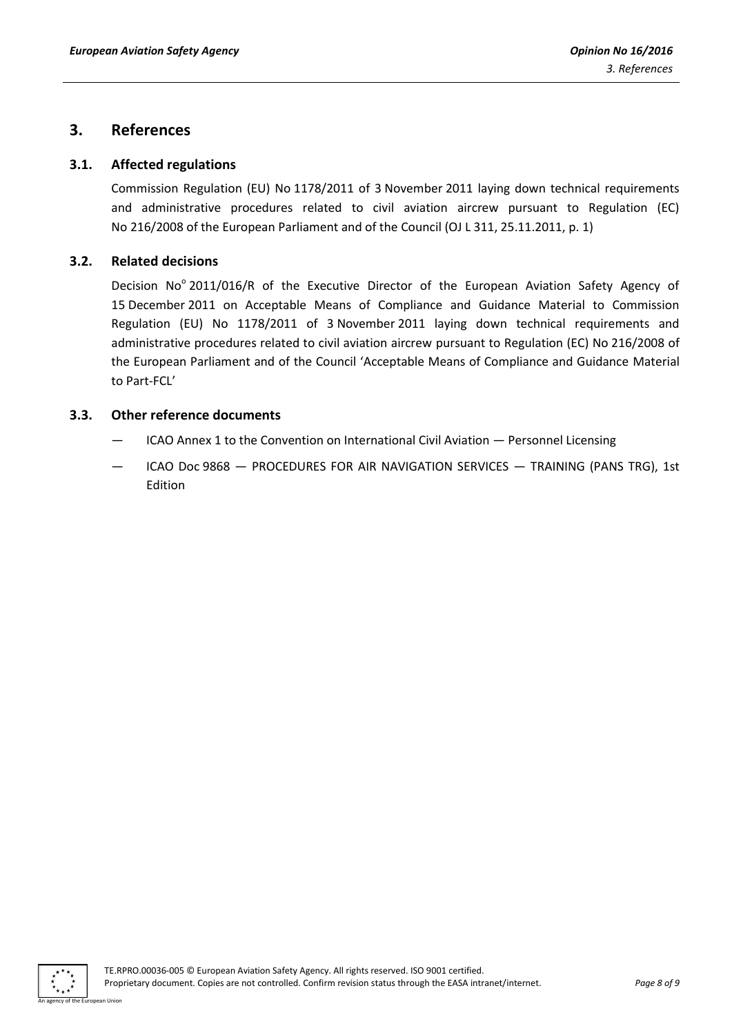# 3. References

## 3.1. Affected regulations

Commission Regulation (EU) No 1178/2011 of 3 November 2011 laying down technical requirements and administrative procedures related to civil aviation aircrew pursuant to Regulation (EC) No 216/2008 of the European Parliament and of the Council (OJ L 311, 25.11.2011, p. 1)

## 3.2. Related decisions

Decision No° 2011/016/R of the Executive Director of the European Aviation Safety Agency of 15 December 2011 on Acceptable Means of Compliance and Guidance Material to Commission Regulation (EU) No 1178/2011 of 3 November 2011 laying down technical requirements and administrative procedures related to civil aviation aircrew pursuant to Regulation (EC) No 216/2008 of the European Parliament and of the Council 'Acceptable Means of Compliance and Guidance Material to Part-FCL'

## 3.3. Other reference documents

— ICAO Annex 1 to the Convention on International Civil Aviation — Personnel Licensing

— ICAO Doc 9868 — PROCEDURES FOR AIR NAVIGATION SERVICES — TRAINING (PANS TRG), 1st Edition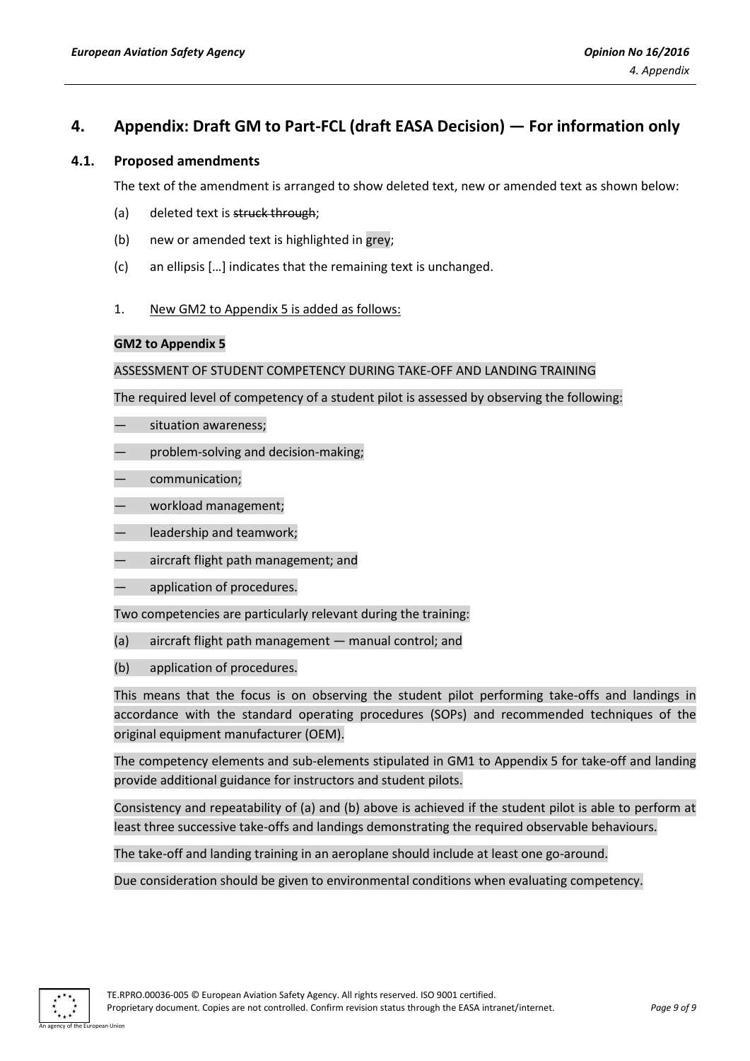## 4. Appendix: Draft GM to Part-FCL (draft EASA Decision) — For information only

### 4.1. Proposed amendments

The text of the amendment is arranged to show deleted text, new or amended text as shown below:

(a) deleted text is ~~struck through~~;

(b) new or amended text is highlighted in grey;

(c) an ellipsis […] indicates that the remaining text is unchanged.

1. New GM2 to Appendix 5 is added as follows:

**GM2 to Appendix 5**

ASSESSMENT OF STUDENT COMPETENCY DURING TAKE-OFF AND LANDING TRAINING

The required level of competency of a student pilot is assessed by observing the following:

— situation awareness;

— problem-solving and decision-making;

— communication;

— workload management;

— leadership and teamwork;

— aircraft flight path management; and

— application of procedures.

Two competencies are particularly relevant during the training:

(a) aircraft flight path management — manual control; and

(b) application of procedures.

This means that the focus is on observing the student pilot performing take-offs and landings in accordance with the standard operating procedures (SOPs) and recommended techniques of the original equipment manufacturer (OEM).

The competency elements and sub-elements stipulated in GM1 to Appendix 5 for take-off and landing provide additional guidance for instructors and student pilots.

Consistency and repeatability of (a) and (b) above is achieved if the student pilot is able to perform at least three successive take-offs and landings demonstrating the required observable behaviours.

The take-off and landing training in an aeroplane should include at least one go-around.

Due consideration should be given to environmental conditions when evaluating competency.